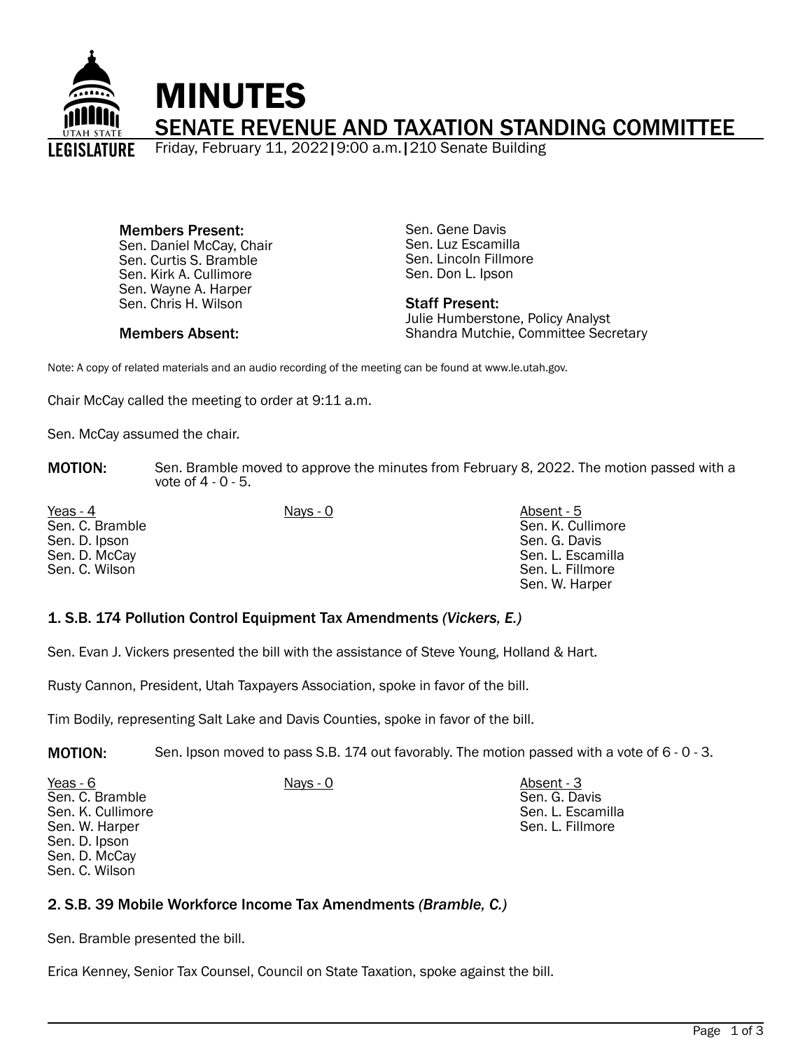# MINUTES

## SENATE REVENUE AND TAXATION STANDING COMMITTEE

Friday, February 11, 2022 | 9:00 a.m. | 210 Senate Building

**Members Present:**
Sen. Daniel McCay, Chair
Sen. Curtis S. Bramble
Sen. Kirk A. Cullimore
Sen. Wayne A. Harper
Sen. Chris H. Wilson
Sen. Gene Davis
Sen. Luz Escamilla
Sen. Lincoln Fillmore
Sen. Don L. Ipson

**Members Absent:**

**Staff Present:**
Julie Humberstone, Policy Analyst
Shandra Mutchie, Committee Secretary

Note: A copy of related materials and an audio recording of the meeting can be found at www.le.utah.gov.

Chair McCay called the meeting to order at 9:11 a.m.

Sen. McCay assumed the chair.

**MOTION:** Sen. Bramble moved to approve the minutes from February 8, 2022. The motion passed with a vote of 4 - 0 - 5.

| Yeas - 4 | Nays - 0 | Absent - 5 |
|---|---|---|
| Sen. C. Bramble | | Sen. K. Cullimore |
| Sen. D. Ipson | | Sen. G. Davis |
| Sen. D. McCay | | Sen. L. Escamilla |
| Sen. C. Wilson | | Sen. L. Fillmore |
| | | Sen. W. Harper |

### 1. S.B. 174 Pollution Control Equipment Tax Amendments *(Vickers, E.)*

Sen. Evan J. Vickers presented the bill with the assistance of Steve Young, Holland & Hart.

Rusty Cannon, President, Utah Taxpayers Association, spoke in favor of the bill.

Tim Bodily, representing Salt Lake and Davis Counties, spoke in favor of the bill.

**MOTION:** Sen. Ipson moved to pass S.B. 174 out favorably. The motion passed with a vote of 6 - 0 - 3.

| Yeas - 6 | Nays - 0 | Absent - 3 |
|---|---|---|
| Sen. C. Bramble | | Sen. G. Davis |
| Sen. K. Cullimore | | Sen. L. Escamilla |
| Sen. W. Harper | | Sen. L. Fillmore |
| Sen. D. Ipson | | |
| Sen. D. McCay | | |
| Sen. C. Wilson | | |

### 2. S.B. 39 Mobile Workforce Income Tax Amendments *(Bramble, C.)*

Sen. Bramble presented the bill.

Erica Kenney, Senior Tax Counsel, Council on State Taxation, spoke against the bill.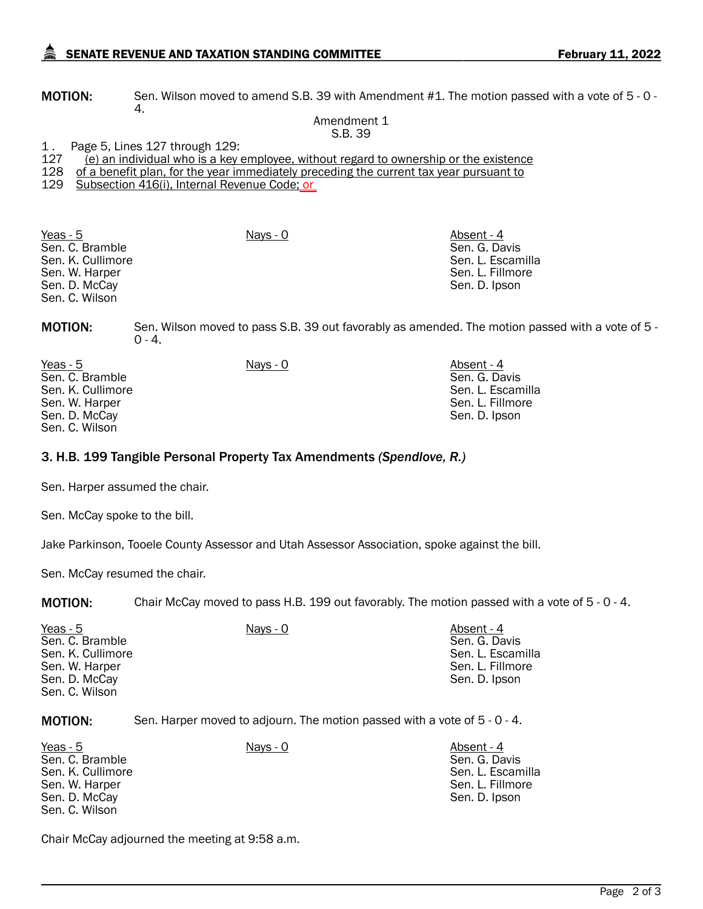**MOTION:** Sen. Wilson moved to amend S.B. 39 with Amendment #1. The motion passed with a vote of 5 - 0 - 4.

Amendment 1
S.B. 39

1. Page 5, Lines 127 through 129:

127 (e) an individual who is a key employee, without regard to ownership or the existence
128 of a benefit plan, for the year immediately preceding the current tax year pursuant to
129 Subsection 416(i), Internal Revenue Code; or

| Yeas - 5 | Nays - 0 | Absent - 4 |
| --- | --- | --- |
| Sen. C. Bramble | | Sen. G. Davis |
| Sen. K. Cullimore | | Sen. L. Escamilla |
| Sen. W. Harper | | Sen. L. Fillmore |
| Sen. D. McCay | | Sen. D. Ipson |
| Sen. C. Wilson | | |

**MOTION:** Sen. Wilson moved to pass S.B. 39 out favorably as amended. The motion passed with a vote of 5 - 0 - 4.

| Yeas - 5 | Nays - 0 | Absent - 4 |
| --- | --- | --- |
| Sen. C. Bramble | | Sen. G. Davis |
| Sen. K. Cullimore | | Sen. L. Escamilla |
| Sen. W. Harper | | Sen. L. Fillmore |
| Sen. D. McCay | | Sen. D. Ipson |
| Sen. C. Wilson | | |

### 3. H.B. 199 Tangible Personal Property Tax Amendments *(Spendlove, R.)*

Sen. Harper assumed the chair.

Sen. McCay spoke to the bill.

Jake Parkinson, Tooele County Assessor and Utah Assessor Association, spoke against the bill.

Sen. McCay resumed the chair.

**MOTION:** Chair McCay moved to pass H.B. 199 out favorably. The motion passed with a vote of 5 - 0 - 4.

| Yeas - 5 | Nays - 0 | Absent - 4 |
| --- | --- | --- |
| Sen. C. Bramble | | Sen. G. Davis |
| Sen. K. Cullimore | | Sen. L. Escamilla |
| Sen. W. Harper | | Sen. L. Fillmore |
| Sen. D. McCay | | Sen. D. Ipson |
| Sen. C. Wilson | | |

**MOTION:** Sen. Harper moved to adjourn. The motion passed with a vote of 5 - 0 - 4.

| Yeas - 5 | Nays - 0 | Absent - 4 |
| --- | --- | --- |
| Sen. C. Bramble | | Sen. G. Davis |
| Sen. K. Cullimore | | Sen. L. Escamilla |
| Sen. W. Harper | | Sen. L. Fillmore |
| Sen. D. McCay | | Sen. D. Ipson |
| Sen. C. Wilson | | |

Chair McCay adjourned the meeting at 9:58 a.m.